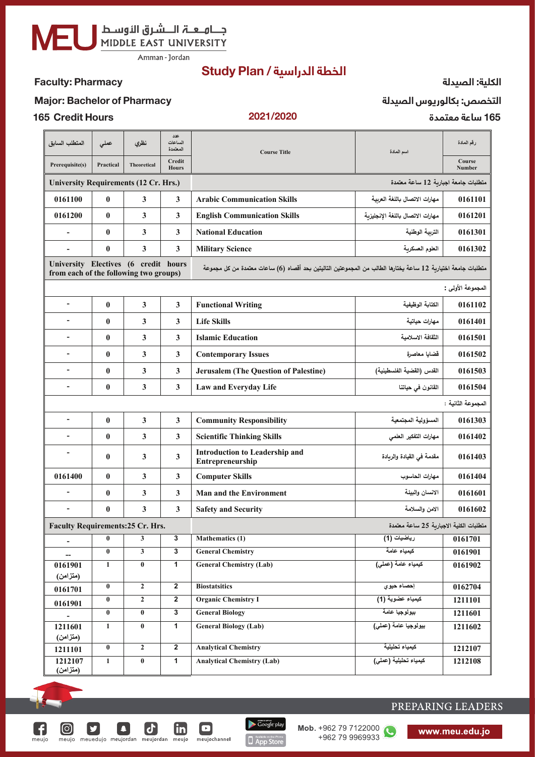Middle East University
Amman - Jordan

# Study Plan / الخطة الدراسية

**Faculty: Pharmacy** — **الكلية: الصيدلة**

**Major: Bachelor of Pharmacy** — **التخصص: بكالوريوس الصيدلة**

**165 Credit Hours** — **2021/2020** — **165 ساعة معتمدة**

| المتطلب السابق Prerequisite(s) | عملي Practical | نظري Theoretical | عدد الساعات المعتمدة Credit Hours | Course Title | اسم المادة | رقم المادة Course Number |
|---|---|---|---|---|---|---|
| **University Requirements (12 Cr. Hrs.)** | | | | متطلبات جامعة اجبارية 12 ساعة معتمدة | | |
| 0161100 | 0 | 3 | 3 | Arabic Communication Skills | مهارات الاتصال باللغة العربية | 0161101 |
| 0161200 | 0 | 3 | 3 | English Communication Skills | مهارات الاتصال باللغة الإنجليزية | 0161201 |
| - | 0 | 3 | 3 | National Education | التربية الوطنية | 0161301 |
| - | 0 | 3 | 3 | Military Science | العلوم العسكرية | 0161302 |
| **University Electives (6 credit hours from each of the following two groups)** | | | | متطلبات جامعة اختيارية 12 ساعة يختارها الطالب من المجموعتين التاليتين بحد أقصاه (6) ساعات معتمدة من كل مجموعة | | |
| المجموعة الأولى : | | | | | | |
| - | 0 | 3 | 3 | Functional Writing | الكتابة الوظيفية | 0161102 |
| - | 0 | 3 | 3 | Life Skills | مهارات حياتية | 0161401 |
| - | 0 | 3 | 3 | Islamic Education | الثقافة الاسلامية | 0161501 |
| - | 0 | 3 | 3 | Contemporary Issues | قضايا معاصرة | 0161502 |
| - | 0 | 3 | 3 | Jerusalem (The Question of Palestine) | القدس (القضية الفلسطينية) | 0161503 |
| - | 0 | 3 | 3 | Law and Everyday Life | القانون في حياتنا | 0161504 |
| المجموعة الثانية : | | | | | | |
| - | 0 | 3 | 3 | Community Responsibility | المسؤولية المجتمعية | 0161303 |
| - | 0 | 3 | 3 | Scientific Thinking Skills | مهارات التفكير العلمي | 0161402 |
| - | 0 | 3 | 3 | Introduction to Leadership and Entrepreneurship | مقدمة في القيادة والريادة | 0161403 |
| 0161400 | 0 | 3 | 3 | Computer Skills | مهارات الحاسوب | 0161404 |
| - | 0 | 3 | 3 | Man and the Environment | الانسان والبيئة | 0161601 |
| - | 0 | 3 | 3 | Safety and Security | الامن والسلامة | 0161602 |
| **Faculty Requirements:25 Cr. Hrs.** | | | | متطلبات الكلية الاجبارية 25 ساعة معتمدة | | |
| - | 0 | 3 | 3 | Mathematics (1) | رياضيات (1) | 0161701 |
| -- | 0 | 3 | 3 | General Chemistry | كيمياء عامة | 0161901 |
| 0161901 (متزامن) | 1 | 0 | 1 | General Chemistry (Lab) | كيمياء عامة (عملي) | 0161902 |
| 0161701 | 0 | 2 | 2 | Biostatsitics | إحصاء حيوي | 0162704 |
| 0161901 | 0 | 2 | 2 | Organic Chemistry I | كيمياء عضوية (1) | 1211101 |
| - | 0 | 0 | 3 | General Biology | بيولوجيا عامة | 1211601 |
| 1211601 (متزامن) | 1 | 0 | 1 | General Biology (Lab) | بيولوجيا عامة (عملي) | 1211602 |
| 1211101 | 0 | 2 | 2 | Analytical Chemistry | كيمياء تحليلية | 1212107 |
| 1212107 (متزامن) | 1 | 0 | 1 | Analytical Chemistry (Lab) | كيمياء تحليلية (عملي) | 1212108 |

PREPARING LEADERS

Mob. +962 79 7122000 / +962 79 9969933 — www.meu.edu.jo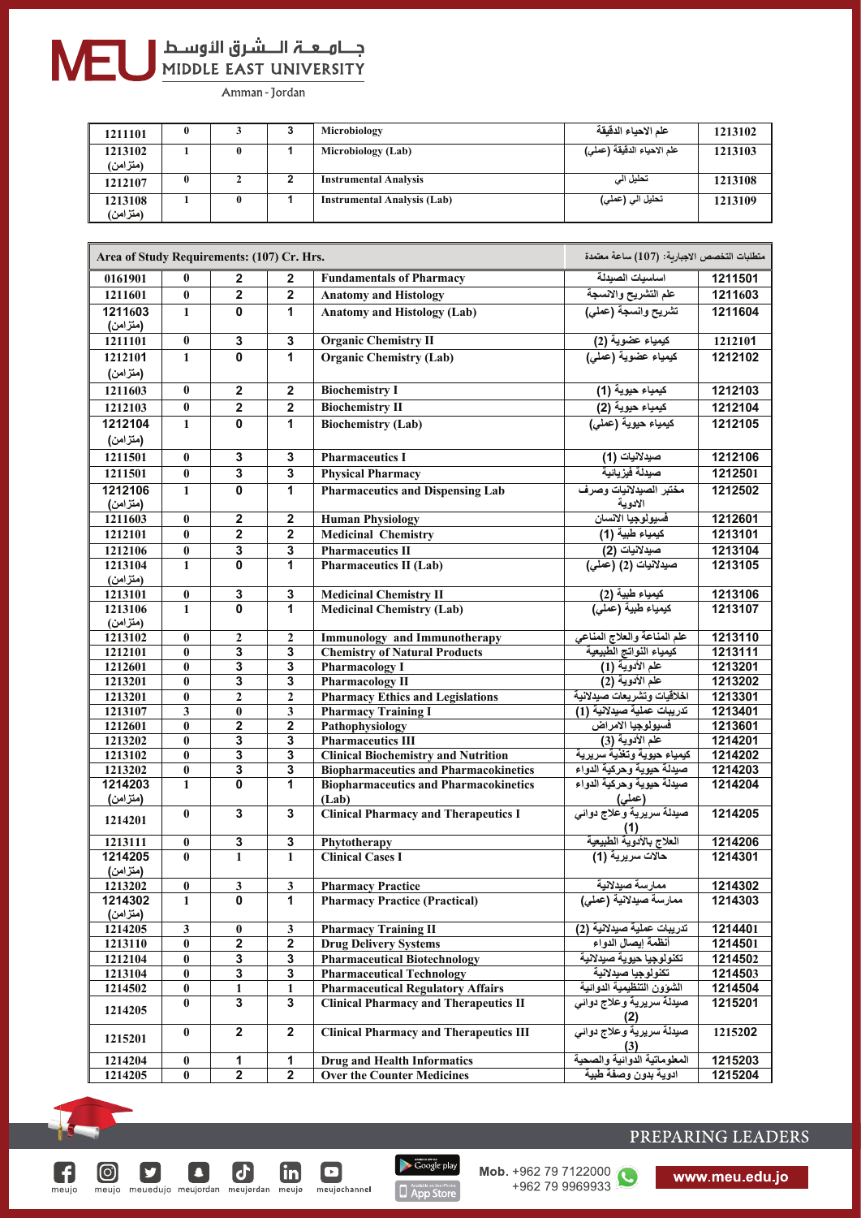# جـامـعـة الـشرق الأوسـط
## MIDDLE EAST UNIVERSITY
Amman - Jordan

| | | | | | | |
|---|---|---|---|---|---|---|
| 1211101 | 0 | 3 | 3 | Microbiology | علم الاحياء الدقيقة | 1213102 |
| 1213102 (متزامن) | 1 | 0 | 1 | Microbiology (Lab) | علم الاحياء الدقيقة (عملي) | 1213103 |
| 1212107 | 0 | 2 | 2 | Instrumental Analysis | تحليل الي | 1213108 |
| 1213108 (متزامن) | 1 | 0 | 1 | Instrumental Analysis (Lab) | تحليل الي (عملي) | 1213109 |

| Area of Study Requirements: (107) Cr. Hrs. | | | | | متطلبات التخصص الاجبارية: (107) ساعة معتمدة | |
|---|---|---|---|---|---|---|
| 0161901 | 0 | 2 | 2 | Fundamentals of Pharmacy | اساسيات الصيدلة | 1211501 |
| 1211601 | 0 | 2 | 2 | Anatomy and Histology | علم التشريح والانسجة | 1211603 |
| 1211603 (متزامن) | 1 | 0 | 1 | Anatomy and Histology (Lab) | تشريح وانسجة (عملي) | 1211604 |
| 1211101 | 0 | 3 | 3 | Organic Chemistry II | كيمياء عضوية (2) | 1212101 |
| 1212101 (متزامن) | 1 | 0 | 1 | Organic Chemistry (Lab) | كيمياء عضوية (عملي) | 1212102 |
| 1211603 | 0 | 2 | 2 | Biochemistry I | كيمياء حيوية (1) | 1212103 |
| 1212103 | 0 | 2 | 2 | Biochemistry II | كيمياء حيوية (2) | 1212104 |
| 1212104 (متزامن) | 1 | 0 | 1 | Biochemistry (Lab) | كيمياء حيوية (عملي) | 1212105 |
| 1211501 | 0 | 3 | 3 | Pharmaceutics I | صيدلانيات (1) | 1212106 |
| 1211501 | 0 | 3 | 3 | Physical Pharmacy | صيدلة فيزيائية | 1212501 |
| 1212106 (متزامن) | 1 | 0 | 1 | Pharmaceutics and Dispensing Lab | مختبر الصيدلانيات وصرف الادوية | 1212502 |
| 1211603 | 0 | 2 | 2 | Human Physiology | فسيولوجيا الانسان | 1212601 |
| 1212101 | 0 | 2 | 2 | Medicinal Chemistry | كيمياء طبية (1) | 1213101 |
| 1212106 | 0 | 3 | 3 | Pharmaceutics II | صيدلانيات (2) | 1213104 |
| 1213104 (متزامن) | 1 | 0 | 1 | Pharmaceutics II (Lab) | صيدلانيات (2) (عملي) | 1213105 |
| 1213101 | 0 | 3 | 3 | Medicinal Chemistry II | كيمياء طبية (2) | 1213106 |
| 1213106 (متزامن) | 1 | 0 | 1 | Medicinal Chemistry (Lab) | كيمياء طبية (عملي) | 1213107 |
| 1213102 | 0 | 2 | 2 | Immunology and Immunotherapy | علم المناعة والعلاج المناعي | 1213110 |
| 1212101 | 0 | 3 | 3 | Chemistry of Natural Products | كيمياء النواتج الطبيعية | 1213111 |
| 1212601 | 0 | 3 | 3 | Pharmacology I | علم الأدوية (1) | 1213201 |
| 1213201 | 0 | 3 | 3 | Pharmacology II | علم الأدوية (2) | 1213202 |
| 1213201 | 0 | 2 | 2 | Pharmacy Ethics and Legislations | اخلاقيات وتشريعات صيدلانية | 1213301 |
| 1213107 | 3 | 0 | 3 | Pharmacy Training I | تدريبات عملية صيدلانية (1) | 1213401 |
| 1212601 | 0 | 2 | 2 | Pathophysiology | فسيولوجيا الامراض | 1213601 |
| 1213202 | 0 | 3 | 3 | Pharmaceutics III | علم الأدوية (3) | 1214201 |
| 1213102 | 0 | 3 | 3 | Clinical Biochemistry and Nutrition | كيمياء حيوية وتغذية سريرية | 1214202 |
| 1213202 | 0 | 3 | 3 | Biopharmaceutics and Pharmacokinetics | صيدلة حيوية وحركية الدواء | 1214203 |
| 1214203 (متزامن) | 1 | 0 | 1 | Biopharmaceutics and Pharmacokinetics (Lab) | صيدلة حيوية وحركية الدواء (عملي) | 1214204 |
| 1214201 | 0 | 3 | 3 | Clinical Pharmacy and Therapeutics I | صيدلة سريرية وعلاج دوائي (1) | 1214205 |
| 1213111 | 0 | 3 | 3 | Phytotherapy | العلاج بالأدوية الطبيعية | 1214206 |
| 1214205 (متزامن) | 0 | 1 | 1 | Clinical Cases I | حالات سريرية (1) | 1214301 |
| 1213202 | 0 | 3 | 3 | Pharmacy Practice | ممارسة صيدلانية | 1214302 |
| 1214302 (متزامن) | 1 | 0 | 1 | Pharmacy Practice (Practical) | ممارسة صيدلانية (عملي) | 1214303 |
| 1214205 | 3 | 0 | 3 | Pharmacy Training II | تدريبات عملية صيدلانية (2) | 1214401 |
| 1213110 | 0 | 2 | 2 | Drug Delivery Systems | أنظمة إيصال الدواء | 1214501 |
| 1212104 | 0 | 3 | 3 | Pharmaceutical Biotechnology | تكنولوجيا حيوية صيدلانية | 1214502 |
| 1213104 | 0 | 3 | 3 | Pharmaceutical Technology | تكنولوجيا صيدلانية | 1214503 |
| 1214502 | 0 | 1 | 1 | Pharmaceutical Regulatory Affairs | الشؤون التنظيمية الدوائية | 1214504 |
| 1214205 | 0 | 3 | 3 | Clinical Pharmacy and Therapeutics II | صيدلة سريرية وعلاج دوائي (2) | 1215201 |
| 1215201 | 0 | 2 | 2 | Clinical Pharmacy and Therapeutics III | صيدلة سريرية وعلاج دوائي (3) | 1215202 |
| 1214204 | 0 | 1 | 1 | Drug and Health Informatics | المعلوماتية الدوائية والصحية | 1215203 |
| 1214205 | 0 | 2 | 2 | Over the Counter Medicines | ادوية بدون وصفة طبية | 1215204 |

PREPARING LEADERS

Mob. +962 79 7122000
+962 79 9969933

www.meu.edu.jo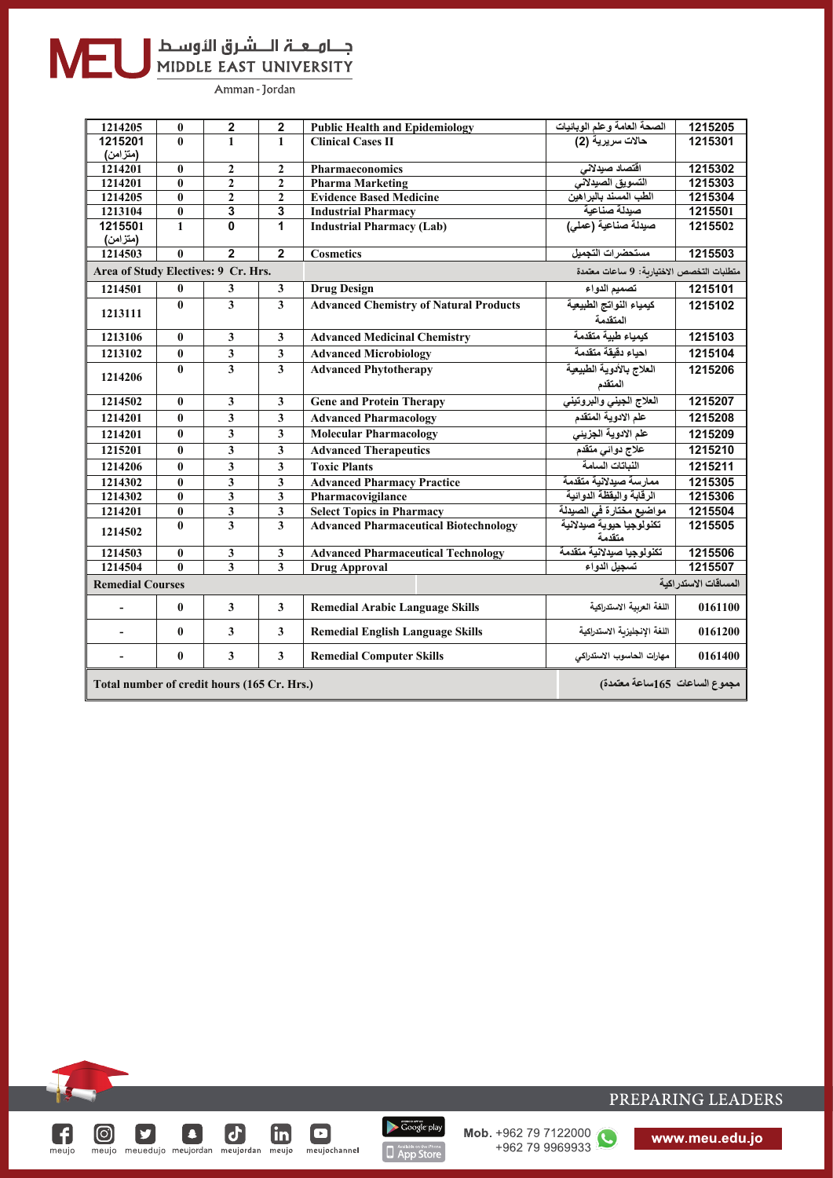| | | | | | | |
|---|---|---|---|---|---|---|
| 1214205 | 0 | 2 | 2 | Public Health and Epidemiology | الصحة العامة وعلم الوبائيات | 1215205 |
| 1215201 (متزامن) | 0 | 1 | 1 | Clinical Cases II | حالات سريرية (2) | 1215301 |
| 1214201 | 0 | 2 | 2 | Pharmaeconomics | اقتصاد صيدلاني | 1215302 |
| 1214201 | 0 | 2 | 2 | Pharma Marketing | التسويق الصيدلاني | 1215303 |
| 1214205 | 0 | 2 | 2 | Evidence Based Medicine | الطب المسند بالبراهين | 1215304 |
| 1213104 | 0 | 3 | 3 | Industrial Pharmacy | صيدلة صناعية | 1215501 |
| 1215501 (متزامن) | 1 | 0 | 1 | Industrial Pharmacy (Lab) | صيدلة صناعية (عملي) | 1215502 |
| 1214503 | 0 | 2 | 2 | Cosmetics | مستحضرات التجميل | 1215503 |
| **Area of Study Electives: 9 Cr. Hrs.** | | | | | متطلبات التخصص الاختيارية: 9 ساعات معتمدة | |
| 1214501 | 0 | 3 | 3 | Drug Design | تصميم الدواء | 1215101 |
| 1213111 | 0 | 3 | 3 | Advanced Chemistry of Natural Products | كيمياء النواتج الطبيعية المتقدمة | 1215102 |
| 1213106 | 0 | 3 | 3 | Advanced Medicinal Chemistry | كيمياء طبية متقدمة | 1215103 |
| 1213102 | 0 | 3 | 3 | Advanced Microbiology | احياء دقيقة متقدمة | 1215104 |
| 1214206 | 0 | 3 | 3 | Advanced Phytotherapy | العلاج بالأدوية الطبيعية المتقدم | 1215206 |
| 1214502 | 0 | 3 | 3 | Gene and Protein Therapy | العلاج الجيني والبروتيني | 1215207 |
| 1214201 | 0 | 3 | 3 | Advanced Pharmacology | علم الادوية المتقدم | 1215208 |
| 1214201 | 0 | 3 | 3 | Molecular Pharmacology | علم الادوية الجزيني | 1215209 |
| 1215201 | 0 | 3 | 3 | Advanced Therapeutics | علاج دوائي متقدم | 1215210 |
| 1214206 | 0 | 3 | 3 | Toxic Plants | النباتات السامة | 1215211 |
| 1214302 | 0 | 3 | 3 | Advanced Pharmacy Practice | ممارسة صيدلانية متقدمة | 1215305 |
| 1214302 | 0 | 3 | 3 | Pharmacovigilance | الرقابة واليقظة الدوائية | 1215306 |
| 1214201 | 0 | 3 | 3 | Select Topics in Pharmacy | مواضيع مختارة في الصيدلة | 1215504 |
| 1214502 | 0 | 3 | 3 | Advanced Pharmaceutical Biotechnology | تكنولوجيا حيوية صيدلانية متقدمة | 1215505 |
| 1214503 | 0 | 3 | 3 | Advanced Pharmaceutical Technology | تكنولوجيا صيدلانية متقدمة | 1215506 |
| 1214504 | 0 | 3 | 3 | Drug Approval | تسجيل الدواء | 1215507 |
| **Remedial Courses** | | | | | المساقات الاستدراكية | |
| - | 0 | 3 | 3 | Remedial Arabic Language Skills | اللغة العربية الاستدراكية | 0161100 |
| - | 0 | 3 | 3 | Remedial English Language Skills | اللغة الإنجليزية الاستدراكية | 0161200 |
| - | 0 | 3 | 3 | Remedial Computer Skills | مهارات الحاسوب الاستدراكي | 0161400 |
| **Total number of credit hours (165 Cr. Hrs.)** | | | | | مجموع الساعات 165ساعة معتمدة) | |